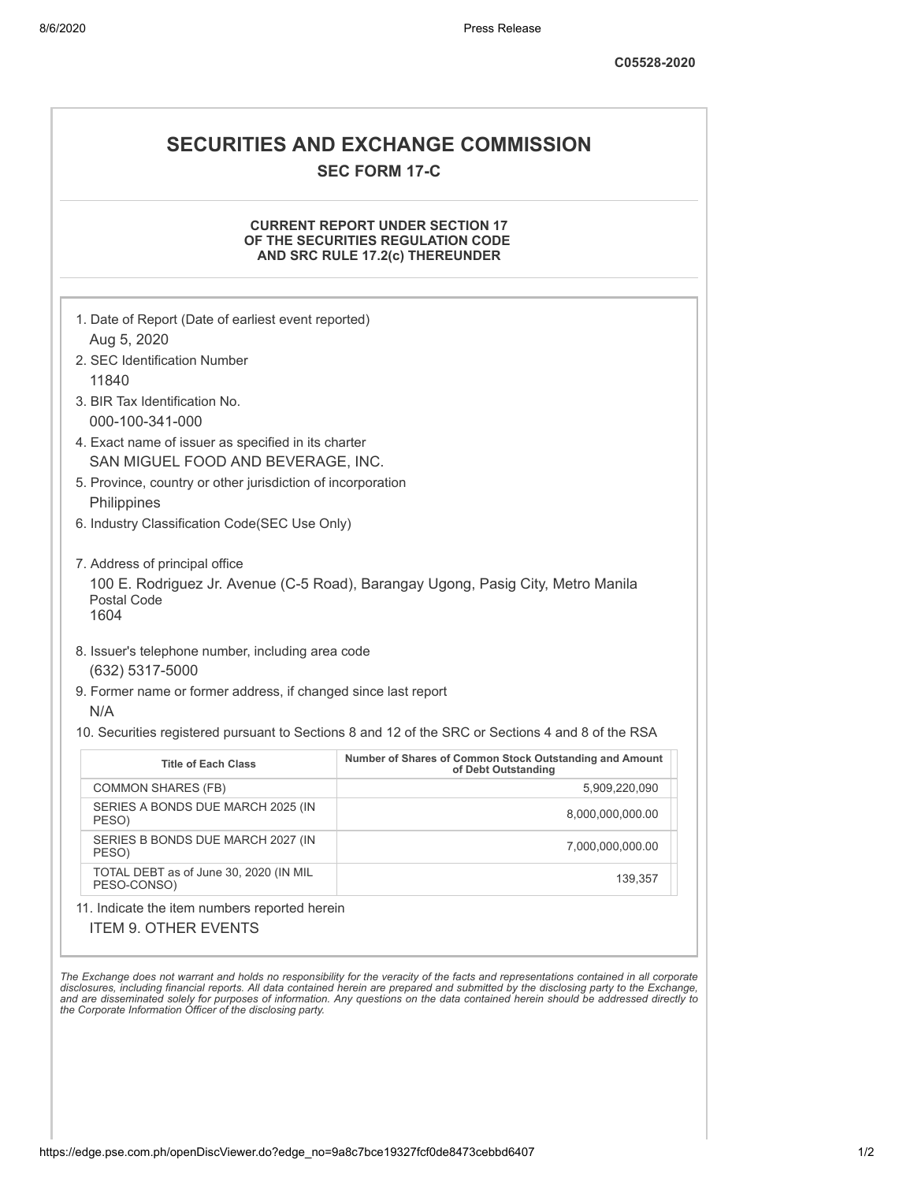C05528-2020

# SECURITIES AND EXCHANGE COMMISSION

## SEC FORM 17-C

### CURRENT REPORT UNDER SECTION 17 OF THE SECURITIES REGULATION CODE AND SRC RULE 17.2(c) THEREUNDER

1. Date of Report (Date of earliest event reported)
   Aug 5, 2020
2. SEC Identification Number
   11840
3. BIR Tax Identification No.
   000-100-341-000
4. Exact name of issuer as specified in its charter
   SAN MIGUEL FOOD AND BEVERAGE, INC.
5. Province, country or other jurisdiction of incorporation
   Philippines
6. Industry Classification Code(SEC Use Only)

7. Address of principal office
   100 E. Rodriguez Jr. Avenue (C-5 Road), Barangay Ugong, Pasig City, Metro Manila
   Postal Code
   1604
8. Issuer's telephone number, including area code
   (632) 5317-5000
9. Former name or former address, if changed since last report
   N/A
10. Securities registered pursuant to Sections 8 and 12 of the SRC or Sections 4 and 8 of the RSA

| Title of Each Class | Number of Shares of Common Stock Outstanding and Amount of Debt Outstanding |
|---|---|
| COMMON SHARES (FB) | 5,909,220,090 |
| SERIES A BONDS DUE MARCH 2025 (IN PESO) | 8,000,000,000.00 |
| SERIES B BONDS DUE MARCH 2027 (IN PESO) | 7,000,000,000.00 |
| TOTAL DEBT as of June 30, 2020 (IN MIL PESO-CONSO) | 139,357 |

11. Indicate the item numbers reported herein
    ITEM 9. OTHER EVENTS

*The Exchange does not warrant and holds no responsibility for the veracity of the facts and representations contained in all corporate disclosures, including financial reports. All data contained herein are prepared and submitted by the disclosing party to the Exchange, and are disseminated solely for purposes of information. Any questions on the data contained herein should be addressed directly to the Corporate Information Officer of the disclosing party.*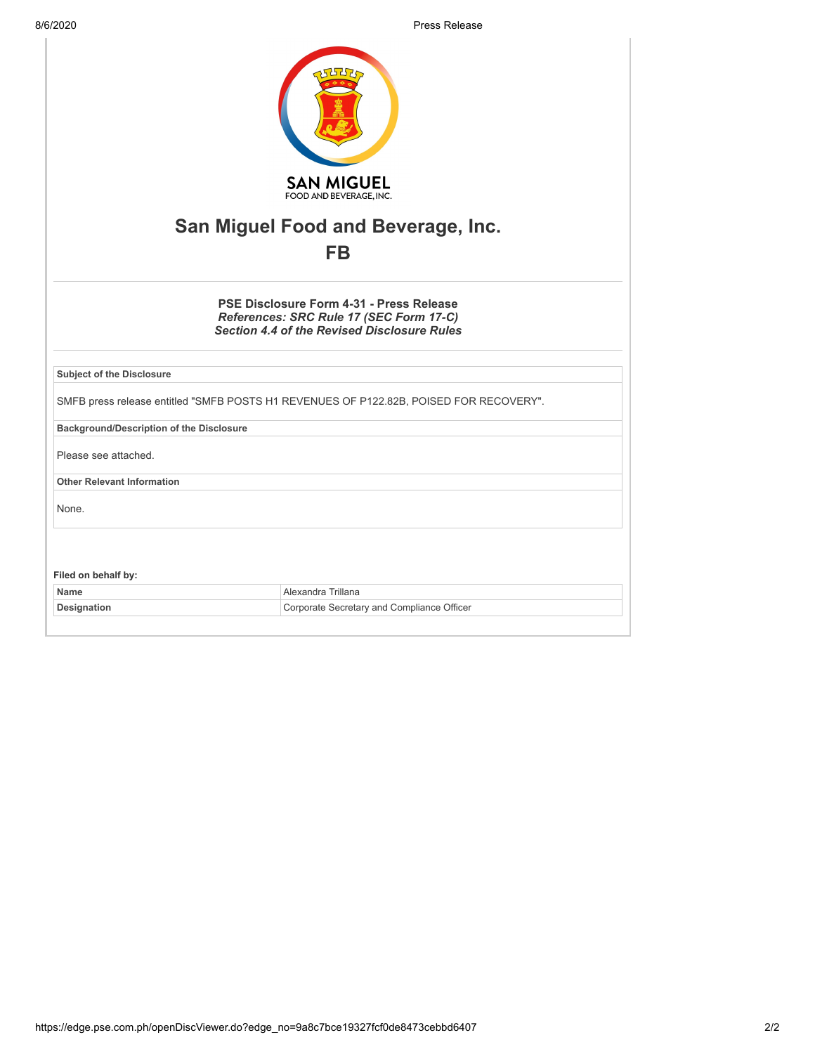SAN MIGUEL
FOOD AND BEVERAGE, INC.

# San Miguel Food and Beverage, Inc.

## FB

**PSE Disclosure Form 4-31 - Press Release**
***References: SRC Rule 17 (SEC Form 17-C)***
***Section 4.4 of the Revised Disclosure Rules***

**Subject of the Disclosure**

SMFB press release entitled "SMFB POSTS H1 REVENUES OF P122.82B, POISED FOR RECOVERY".

**Background/Description of the Disclosure**

Please see attached.

**Other Relevant Information**

None.

**Filed on behalf by:**

| | |
|---|---|
| **Name** | Alexandra Trillana |
| **Designation** | Corporate Secretary and Compliance Officer |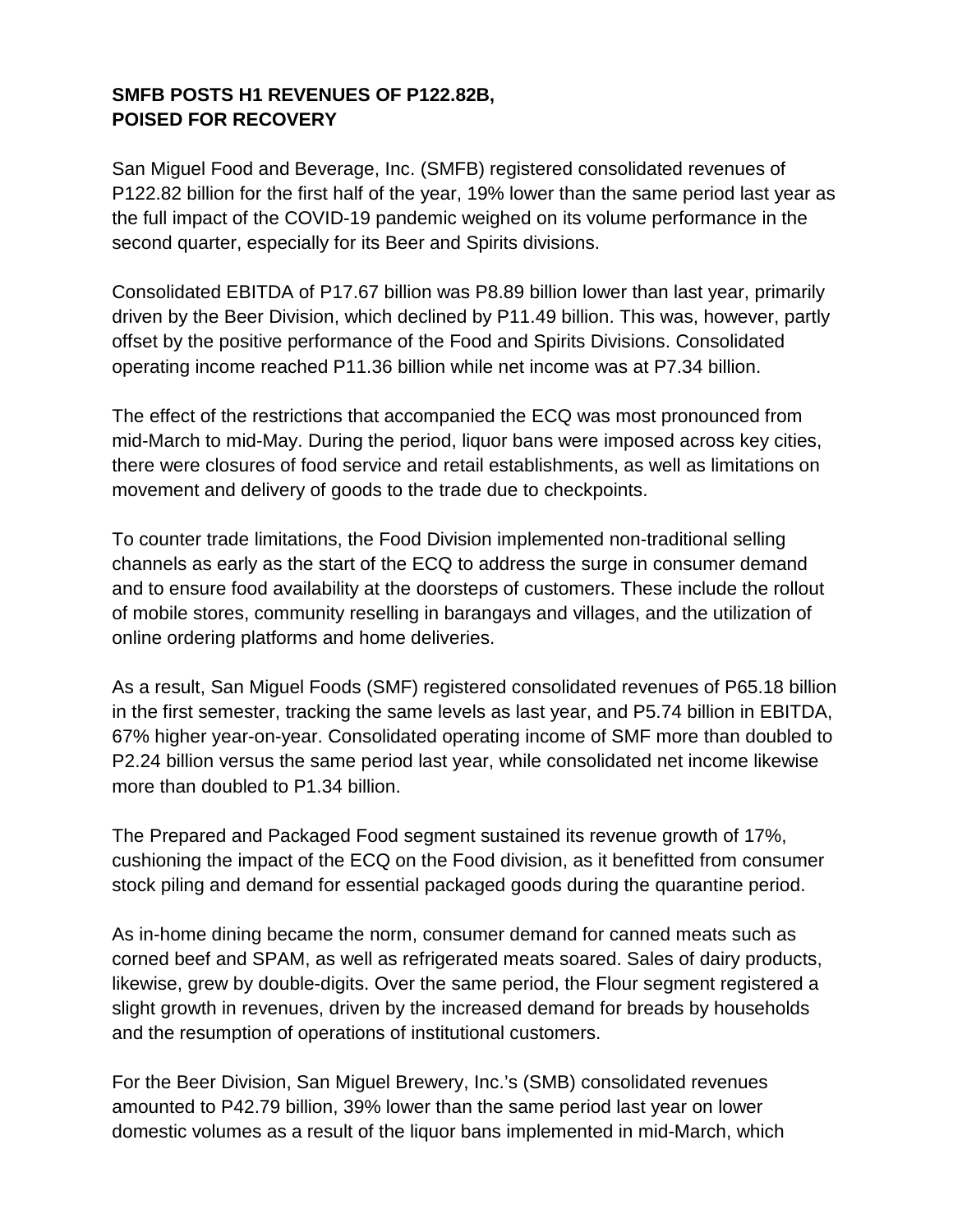**SMFB POSTS H1 REVENUES OF P122.82B, POISED FOR RECOVERY**

San Miguel Food and Beverage, Inc. (SMFB) registered consolidated revenues of P122.82 billion for the first half of the year, 19% lower than the same period last year as the full impact of the COVID-19 pandemic weighed on its volume performance in the second quarter, especially for its Beer and Spirits divisions.

Consolidated EBITDA of P17.67 billion was P8.89 billion lower than last year, primarily driven by the Beer Division, which declined by P11.49 billion. This was, however, partly offset by the positive performance of the Food and Spirits Divisions. Consolidated operating income reached P11.36 billion while net income was at P7.34 billion.

The effect of the restrictions that accompanied the ECQ was most pronounced from mid-March to mid-May. During the period, liquor bans were imposed across key cities, there were closures of food service and retail establishments, as well as limitations on movement and delivery of goods to the trade due to checkpoints.

To counter trade limitations, the Food Division implemented non-traditional selling channels as early as the start of the ECQ to address the surge in consumer demand and to ensure food availability at the doorsteps of customers. These include the rollout of mobile stores, community reselling in barangays and villages, and the utilization of online ordering platforms and home deliveries.

As a result, San Miguel Foods (SMF) registered consolidated revenues of P65.18 billion in the first semester, tracking the same levels as last year, and P5.74 billion in EBITDA, 67% higher year-on-year. Consolidated operating income of SMF more than doubled to P2.24 billion versus the same period last year, while consolidated net income likewise more than doubled to P1.34 billion.

The Prepared and Packaged Food segment sustained its revenue growth of 17%, cushioning the impact of the ECQ on the Food division, as it benefitted from consumer stock piling and demand for essential packaged goods during the quarantine period.

As in-home dining became the norm, consumer demand for canned meats such as corned beef and SPAM, as well as refrigerated meats soared. Sales of dairy products, likewise, grew by double-digits. Over the same period, the Flour segment registered a slight growth in revenues, driven by the increased demand for breads by households and the resumption of operations of institutional customers.

For the Beer Division, San Miguel Brewery, Inc.'s (SMB) consolidated revenues amounted to P42.79 billion, 39% lower than the same period last year on lower domestic volumes as a result of the liquor bans implemented in mid-March, which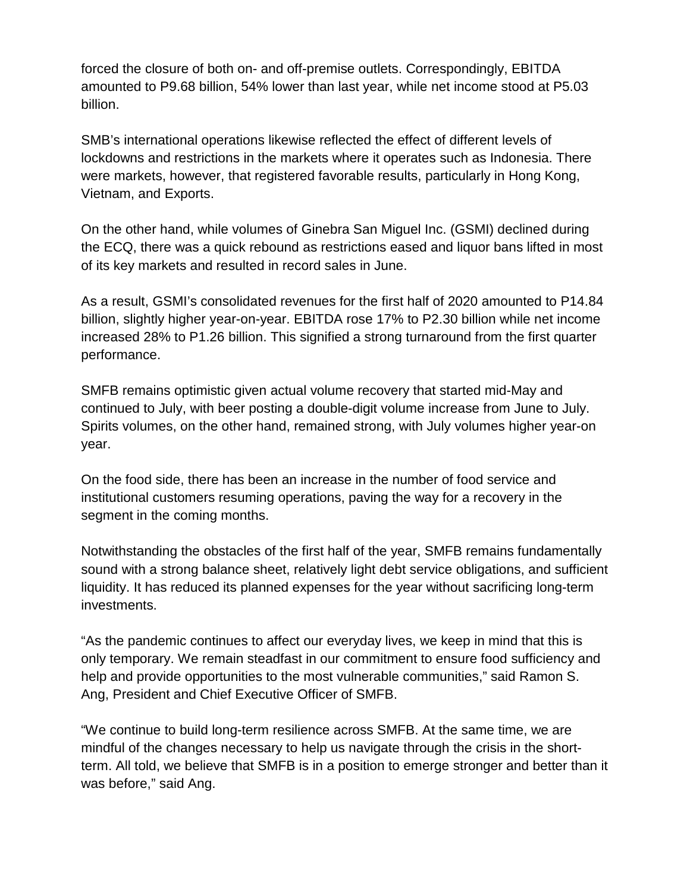forced the closure of both on- and off-premise outlets. Correspondingly, EBITDA amounted to P9.68 billion, 54% lower than last year, while net income stood at P5.03 billion.

SMB's international operations likewise reflected the effect of different levels of lockdowns and restrictions in the markets where it operates such as Indonesia. There were markets, however, that registered favorable results, particularly in Hong Kong, Vietnam, and Exports.

On the other hand, while volumes of Ginebra San Miguel Inc. (GSMI) declined during the ECQ, there was a quick rebound as restrictions eased and liquor bans lifted in most of its key markets and resulted in record sales in June.

As a result, GSMI's consolidated revenues for the first half of 2020 amounted to P14.84 billion, slightly higher year-on-year. EBITDA rose 17% to P2.30 billion while net income increased 28% to P1.26 billion. This signified a strong turnaround from the first quarter performance.

SMFB remains optimistic given actual volume recovery that started mid-May and continued to July, with beer posting a double-digit volume increase from June to July. Spirits volumes, on the other hand, remained strong, with July volumes higher year-on year.

On the food side, there has been an increase in the number of food service and institutional customers resuming operations, paving the way for a recovery in the segment in the coming months.

Notwithstanding the obstacles of the first half of the year, SMFB remains fundamentally sound with a strong balance sheet, relatively light debt service obligations, and sufficient liquidity. It has reduced its planned expenses for the year without sacrificing long-term investments.

"As the pandemic continues to affect our everyday lives, we keep in mind that this is only temporary. We remain steadfast in our commitment to ensure food sufficiency and help and provide opportunities to the most vulnerable communities," said Ramon S. Ang, President and Chief Executive Officer of SMFB.

"We continue to build long-term resilience across SMFB. At the same time, we are mindful of the changes necessary to help us navigate through the crisis in the short-term. All told, we believe that SMFB is in a position to emerge stronger and better than it was before," said Ang.